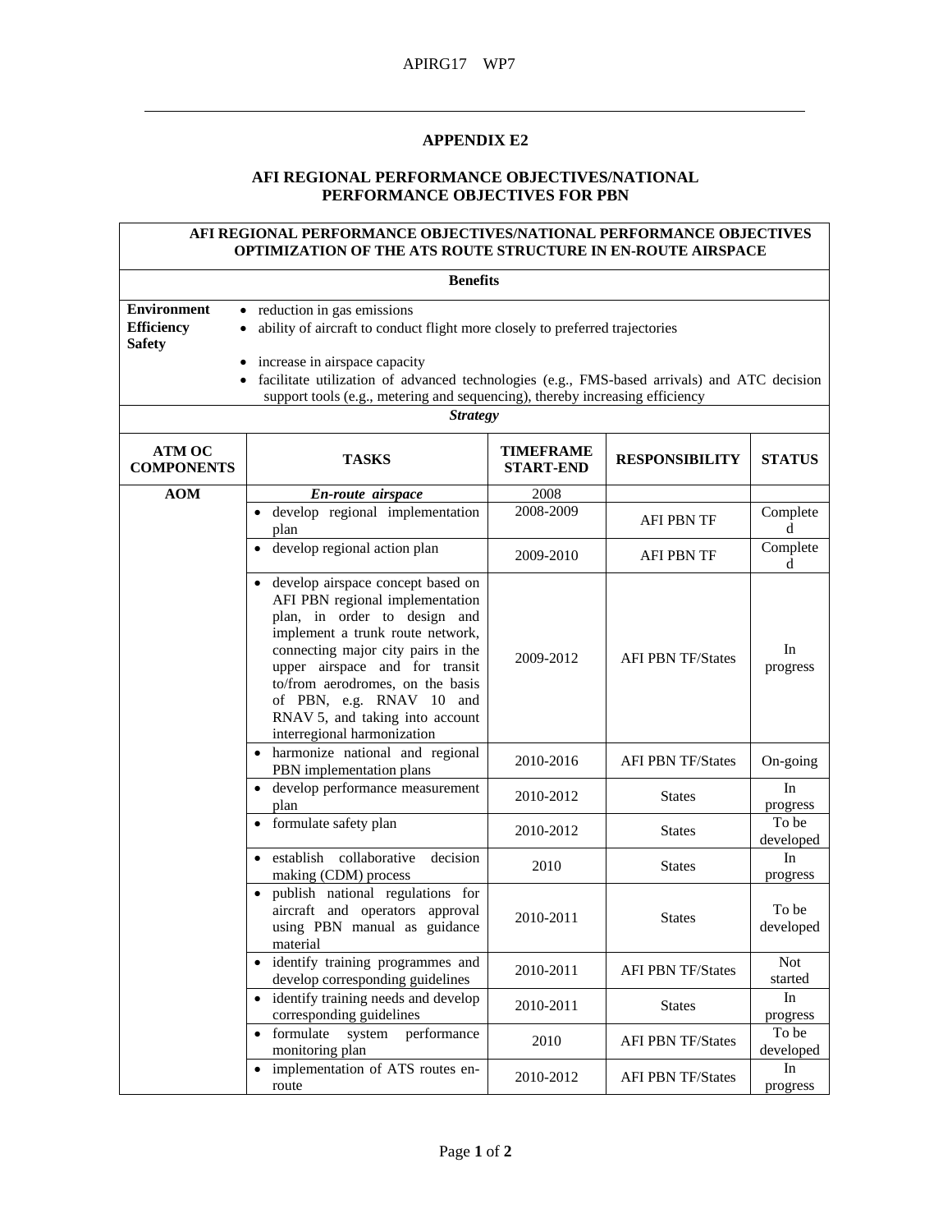## APPENDIX E2

### AFI REGIONAL PERFORMANCE OBJECTIVES/NATIONAL PERFORMANCE OBJECTIVES FOR PBN

**AFI REGIONAL PERFORMANCE OBJECTIVES/NATIONAL PERFORMANCE OBJECTIVES OPTIMIZATION OF THE ATS ROUTE STRUCTURE IN EN-ROUTE AIRSPACE**

**Benefits**

**Environment**
- reduction in gas emissions

**Efficiency**
- ability of aircraft to conduct flight more closely to preferred trajectories

**Safety**
- increase in airspace capacity
- facilitate utilization of advanced technologies (e.g., FMS-based arrivals) and ATC decision support tools (e.g., metering and sequencing), thereby increasing efficiency

***Strategy***

| ATM OC COMPONENTS | TASKS | TIMEFRAME START-END | RESPONSIBILITY | STATUS |
|---|---|---|---|---|
| **AOM** | ***En-route airspace*** | 2008 | | |
| | • develop regional implementation plan | 2008-2009 | AFI PBN TF | Completed |
| | • develop regional action plan | 2009-2010 | AFI PBN TF | Completed |
| | • develop airspace concept based on AFI PBN regional implementation plan, in order to design and implement a trunk route network, connecting major city pairs in the upper airspace and for transit to/from aerodromes, on the basis of PBN, e.g. RNAV 10 and RNAV 5, and taking into account interregional harmonization | 2009-2012 | AFI PBN TF/States | In progress |
| | • harmonize national and regional PBN implementation plans | 2010-2016 | AFI PBN TF/States | On-going |
| | • develop performance measurement plan | 2010-2012 | States | In progress |
| | • formulate safety plan | 2010-2012 | States | To be developed |
| | • establish collaborative decision making (CDM) process | 2010 | States | In progress |
| | • publish national regulations for aircraft and operators approval using PBN manual as guidance material | 2010-2011 | States | To be developed |
| | • identify training programmes and develop corresponding guidelines | 2010-2011 | AFI PBN TF/States | Not started |
| | • identify training needs and develop corresponding guidelines | 2010-2011 | States | In progress |
| | • formulate system performance monitoring plan | 2010 | AFI PBN TF/States | To be developed |
| | • implementation of ATS routes en-route | 2010-2012 | AFI PBN TF/States | In progress |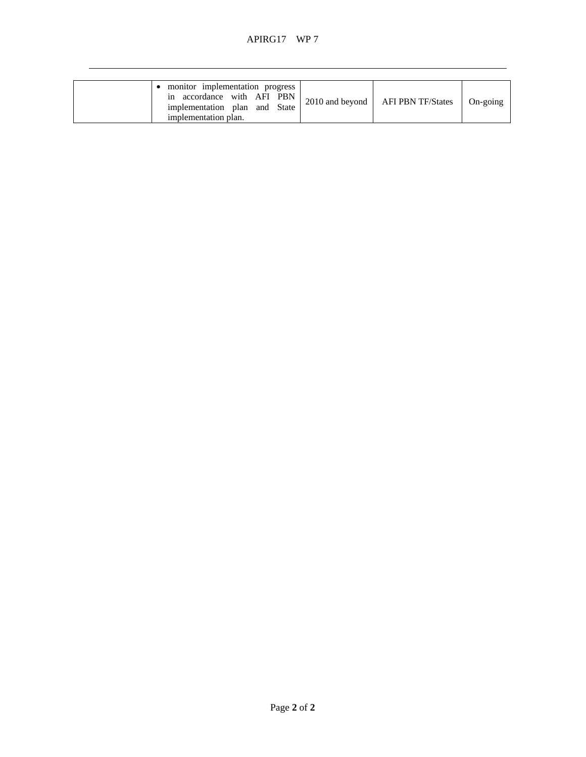| | | | | |
|---|---|---|---|---|
| | • monitor implementation progress in accordance with AFI PBN implementation plan and State implementation plan. | 2010 and beyond | AFI PBN TF/States | On-going |